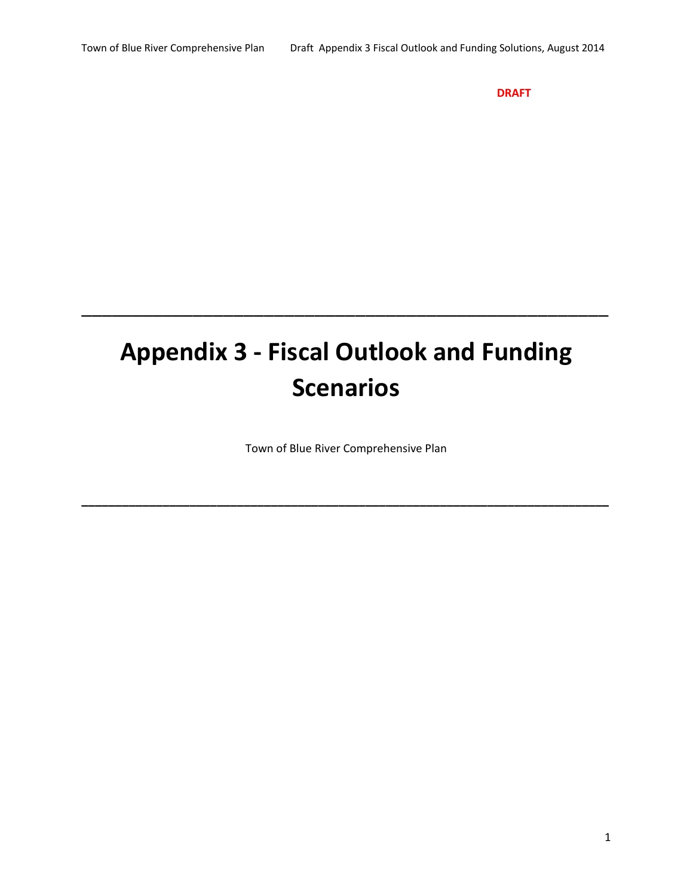DRAFT

---

# Appendix 3 - Fiscal Outlook and Funding Scenarios

Town of Blue River Comprehensive Plan

---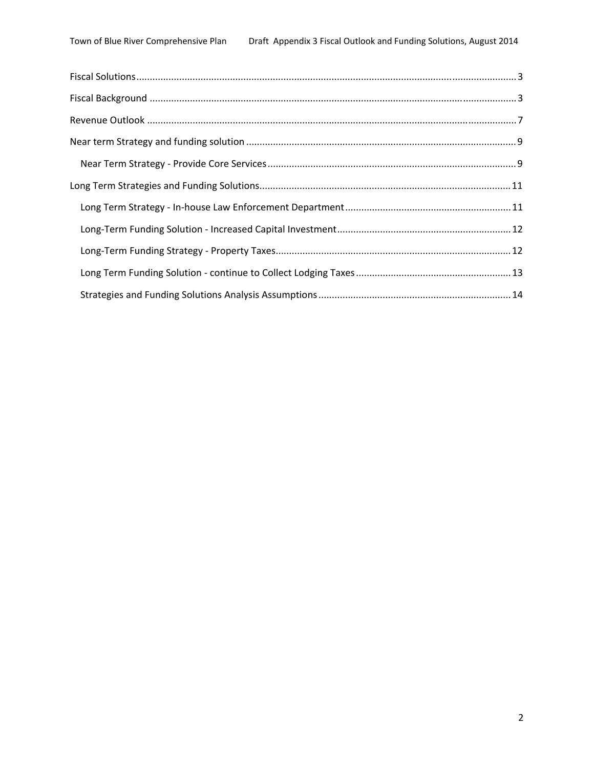Fiscal Solutions............................................................................................................................................3

Fiscal Background .......................................................................................................................................3

Revenue Outlook .........................................................................................................................................7

Near term Strategy and funding solution ....................................................................................................9

- Near Term Strategy - Provide Core Services..........................................................................................9

Long Term Strategies and Funding Solutions.............................................................................................11

- Long Term Strategy - In-house Law Enforcement Department.............................................................11
- Long-Term Funding Solution - Increased Capital Investment................................................................12
- Long-Term Funding Strategy - Property Taxes.......................................................................................12
- Long Term Funding Solution - continue to Collect Lodging Taxes.........................................................13
- Strategies and Funding Solutions Analysis Assumptions.......................................................................14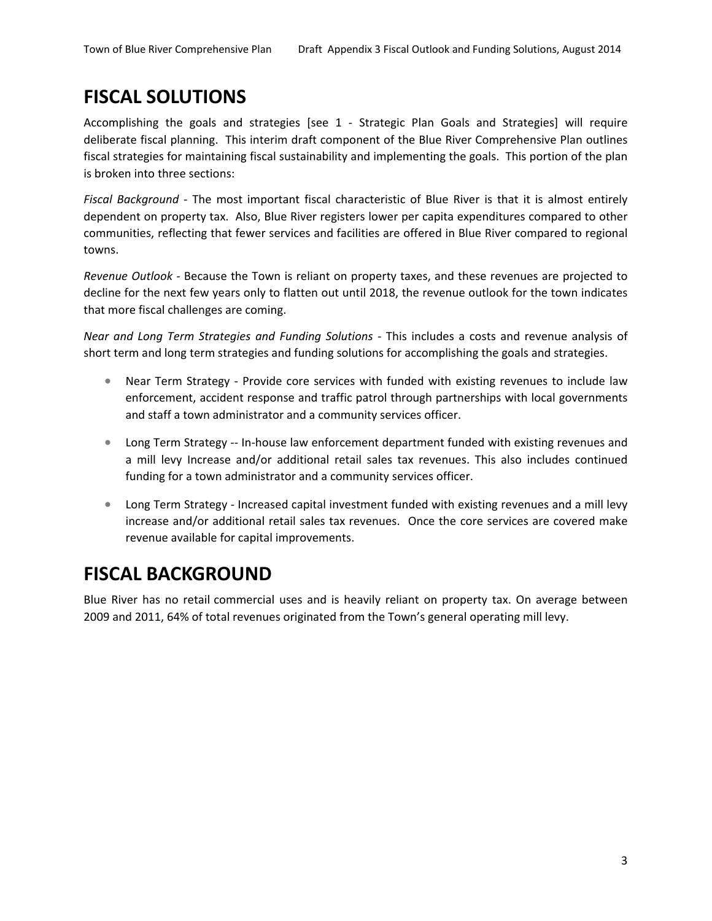# FISCAL SOLUTIONS

Accomplishing the goals and strategies [see 1 - Strategic Plan Goals and Strategies] will require deliberate fiscal planning. This interim draft component of the Blue River Comprehensive Plan outlines fiscal strategies for maintaining fiscal sustainability and implementing the goals. This portion of the plan is broken into three sections:

*Fiscal Background* - The most important fiscal characteristic of Blue River is that it is almost entirely dependent on property tax. Also, Blue River registers lower per capita expenditures compared to other communities, reflecting that fewer services and facilities are offered in Blue River compared to regional towns.

*Revenue Outlook* - Because the Town is reliant on property taxes, and these revenues are projected to decline for the next few years only to flatten out until 2018, the revenue outlook for the town indicates that more fiscal challenges are coming.

*Near and Long Term Strategies and Funding Solutions* - This includes a costs and revenue analysis of short term and long term strategies and funding solutions for accomplishing the goals and strategies.

- Near Term Strategy - Provide core services with funded with existing revenues to include law enforcement, accident response and traffic patrol through partnerships with local governments and staff a town administrator and a community services officer.
- Long Term Strategy -- In-house law enforcement department funded with existing revenues and a mill levy Increase and/or additional retail sales tax revenues. This also includes continued funding for a town administrator and a community services officer.
- Long Term Strategy - Increased capital investment funded with existing revenues and a mill levy increase and/or additional retail sales tax revenues. Once the core services are covered make revenue available for capital improvements.

# FISCAL BACKGROUND

Blue River has no retail commercial uses and is heavily reliant on property tax. On average between 2009 and 2011, 64% of total revenues originated from the Town's general operating mill levy.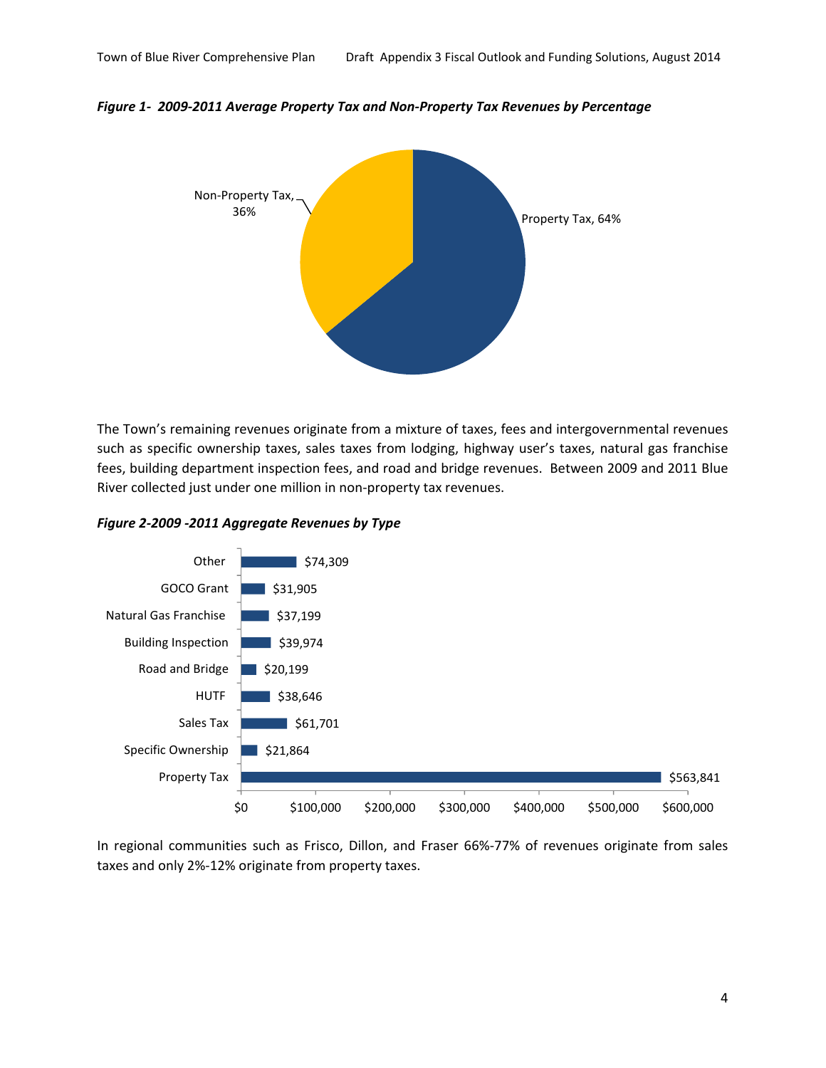***Figure 1- 2009-2011 Average Property Tax and Non-Property Tax Revenues by Percentage***

| Category | Percentage |
|---|---|
| Property Tax | 64% |
| Non-Property Tax | 36% |

The Town's remaining revenues originate from a mixture of taxes, fees and intergovernmental revenues such as specific ownership taxes, sales taxes from lodging, highway user's taxes, natural gas franchise fees, building department inspection fees, and road and bridge revenues. Between 2009 and 2011 Blue River collected just under one million in non-property tax revenues.

***Figure 2-2009 -2011 Aggregate Revenues by Type***

| Revenue Type | Amount |
|---|---|
| Other | $74,309 |
| GOCO Grant | $31,905 |
| Natural Gas Franchise | $37,199 |
| Building Inspection | $39,974 |
| Road and Bridge | $20,199 |
| HUTF | $38,646 |
| Sales Tax | $61,701 |
| Specific Ownership | $21,864 |
| Property Tax | $563,841 |

In regional communities such as Frisco, Dillon, and Fraser 66%-77% of revenues originate from sales taxes and only 2%-12% originate from property taxes.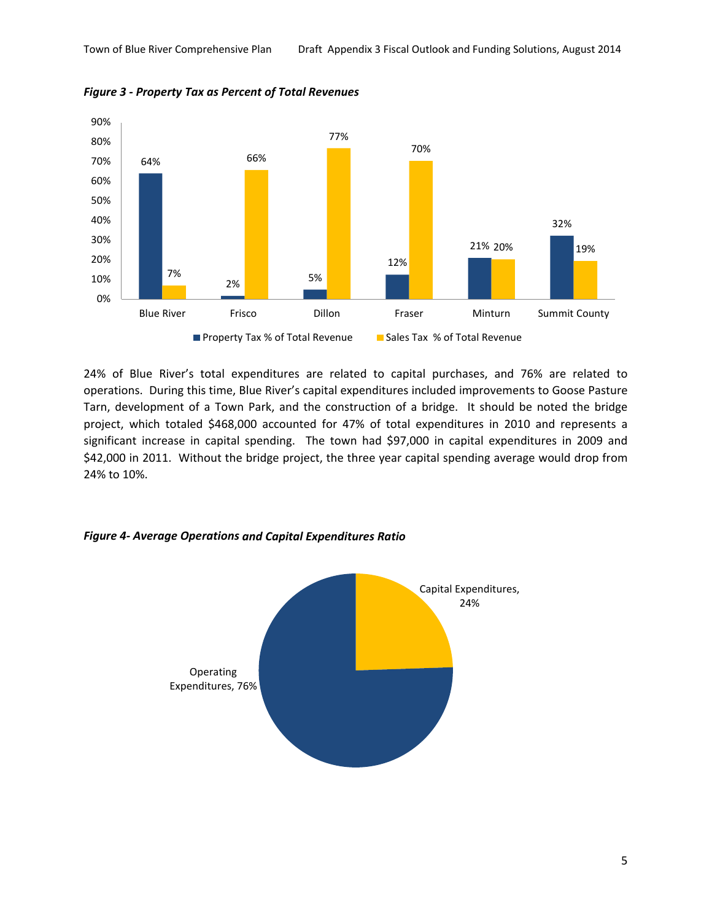***Figure 3 - Property Tax as Percent of Total Revenues***

| | Property Tax % of Total Revenue | Sales Tax % of Total Revenue |
|---|---|---|
| Blue River | 64% | 7% |
| Frisco | 2% | 66% |
| Dillon | 5% | 77% |
| Fraser | 12% | 70% |
| Minturn | 21% | 20% |
| Summit County | 32% | 19% |

24% of Blue River's total expenditures are related to capital purchases, and 76% are related to operations. During this time, Blue River's capital expenditures included improvements to Goose Pasture Tarn, development of a Town Park, and the construction of a bridge. It should be noted the bridge project, which totaled $468,000 accounted for 47% of total expenditures in 2010 and represents a significant increase in capital spending. The town had $97,000 in capital expenditures in 2009 and $42,000 in 2011. Without the bridge project, the three year capital spending average would drop from 24% to 10%.

***Figure 4- Average Operations and Capital Expenditures Ratio***

| Category | Share |
|---|---|
| Capital Expenditures | 24% |
| Operating Expenditures | 76% |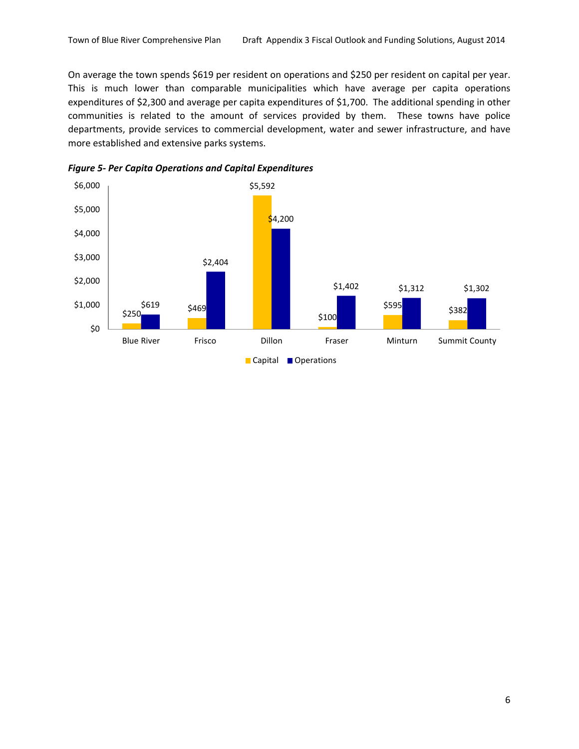On average the town spends $619 per resident on operations and $250 per resident on capital per year. This is much lower than comparable municipalities which have average per capita operations expenditures of $2,300 and average per capita expenditures of $1,700. The additional spending in other communities is related to the amount of services provided by them. These towns have police departments, provide services to commercial development, water and sewer infrastructure, and have more established and extensive parks systems.

***Figure 5- Per Capita Operations and Capital Expenditures***

| | Capital | Operations |
|---|---|---|
| Blue River | $250 | $619 |
| Frisco | $469 | $2,404 |
| Dillon | $5,592 | $4,200 |
| Fraser | $100 | $1,402 |
| Minturn | $595 | $1,312 |
| Summit County | $382 | $1,302 |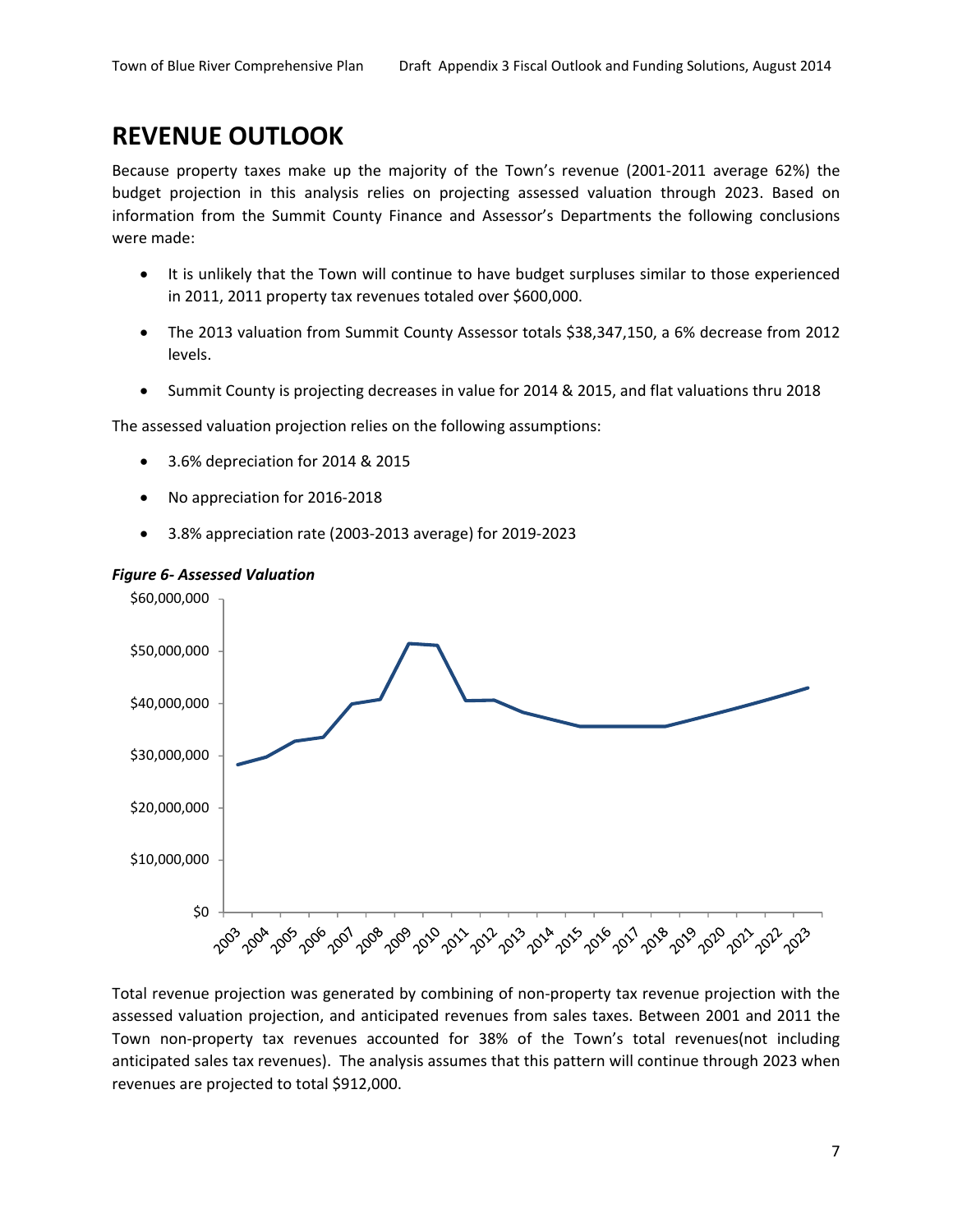# REVENUE OUTLOOK

Because property taxes make up the majority of the Town's revenue (2001-2011 average 62%) the budget projection in this analysis relies on projecting assessed valuation through 2023. Based on information from the Summit County Finance and Assessor's Departments the following conclusions were made:

- It is unlikely that the Town will continue to have budget surpluses similar to those experienced in 2011, 2011 property tax revenues totaled over $600,000.
- The 2013 valuation from Summit County Assessor totals $38,347,150, a 6% decrease from 2012 levels.
- Summit County is projecting decreases in value for 2014 & 2015, and flat valuations thru 2018

The assessed valuation projection relies on the following assumptions:

- 3.6% depreciation for 2014 & 2015
- No appreciation for 2016-2018
- 3.8% appreciation rate (2003-2013 average) for 2019-2023

***Figure 6- Assessed Valuation***

Total revenue projection was generated by combining of non-property tax revenue projection with the assessed valuation projection, and anticipated revenues from sales taxes. Between 2001 and 2011 the Town non-property tax revenues accounted for 38% of the Town's total revenues(not including anticipated sales tax revenues). The analysis assumes that this pattern will continue through 2023 when revenues are projected to total $912,000.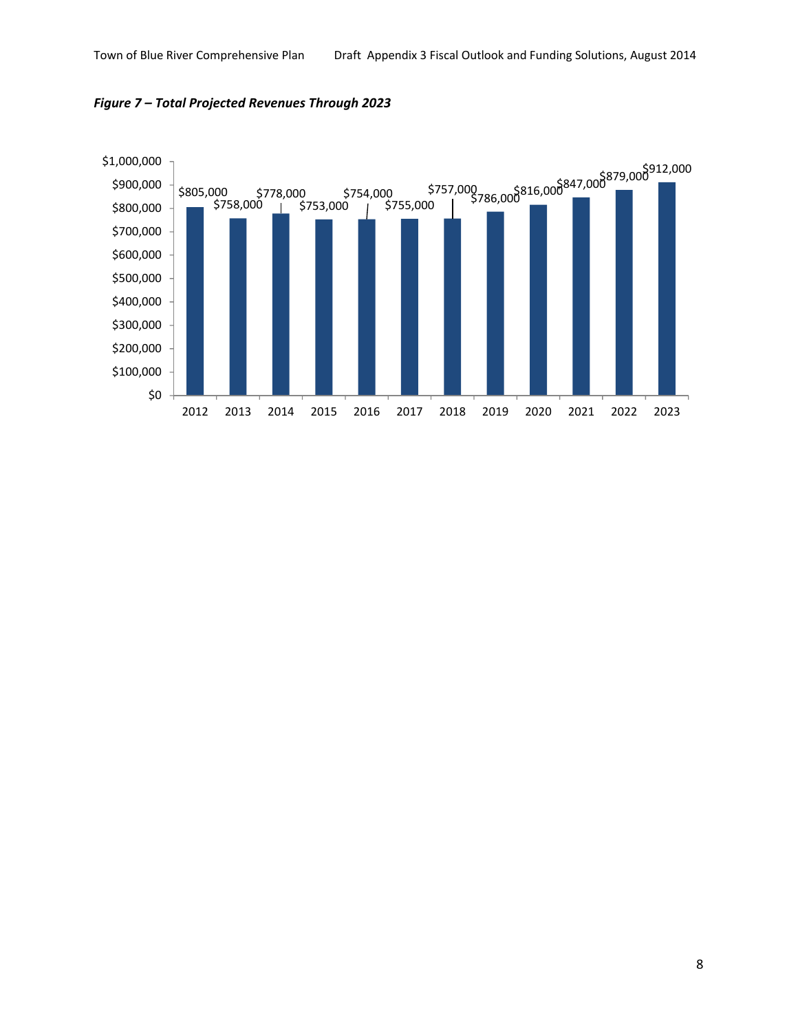*Figure 7 – Total Projected Revenues Through 2023*

| Year | Total Projected Revenues |
|---|---|
| 2012 | $805,000 |
| 2013 | $758,000 |
| 2014 | $778,000 |
| 2015 | $753,000 |
| 2016 | $754,000 |
| 2017 | $755,000 |
| 2018 | $757,000 |
| 2019 | $786,000 |
| 2020 | $816,000 |
| 2021 | $847,000 |
| 2022 | $879,000 |
| 2023 | $912,000 |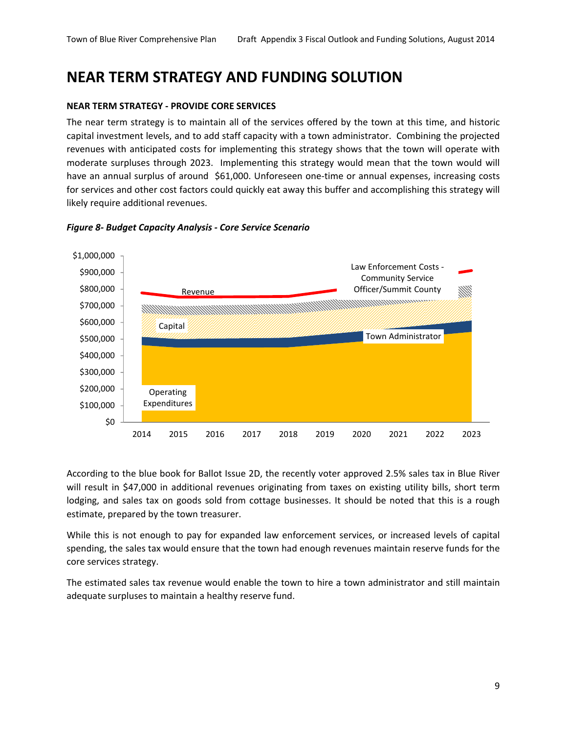# NEAR TERM STRATEGY AND FUNDING SOLUTION

**NEAR TERM STRATEGY - PROVIDE CORE SERVICES**

The near term strategy is to maintain all of the services offered by the town at this time, and historic capital investment levels, and to add staff capacity with a town administrator. Combining the projected revenues with anticipated costs for implementing this strategy shows that the town will operate with moderate surpluses through 2023. Implementing this strategy would mean that the town would will have an annual surplus of around $61,000. Unforeseen one-time or annual expenses, increasing costs for services and other cost factors could quickly eat away this buffer and accomplishing this strategy will likely require additional revenues.

***Figure 8- Budget Capacity Analysis - Core Service Scenario***

According to the blue book for Ballot Issue 2D, the recently voter approved 2.5% sales tax in Blue River will result in $47,000 in additional revenues originating from taxes on existing utility bills, short term lodging, and sales tax on goods sold from cottage businesses. It should be noted that this is a rough estimate, prepared by the town treasurer.

While this is not enough to pay for expanded law enforcement services, or increased levels of capital spending, the sales tax would ensure that the town had enough revenues maintain reserve funds for the core services strategy.

The estimated sales tax revenue would enable the town to hire a town administrator and still maintain adequate surpluses to maintain a healthy reserve fund.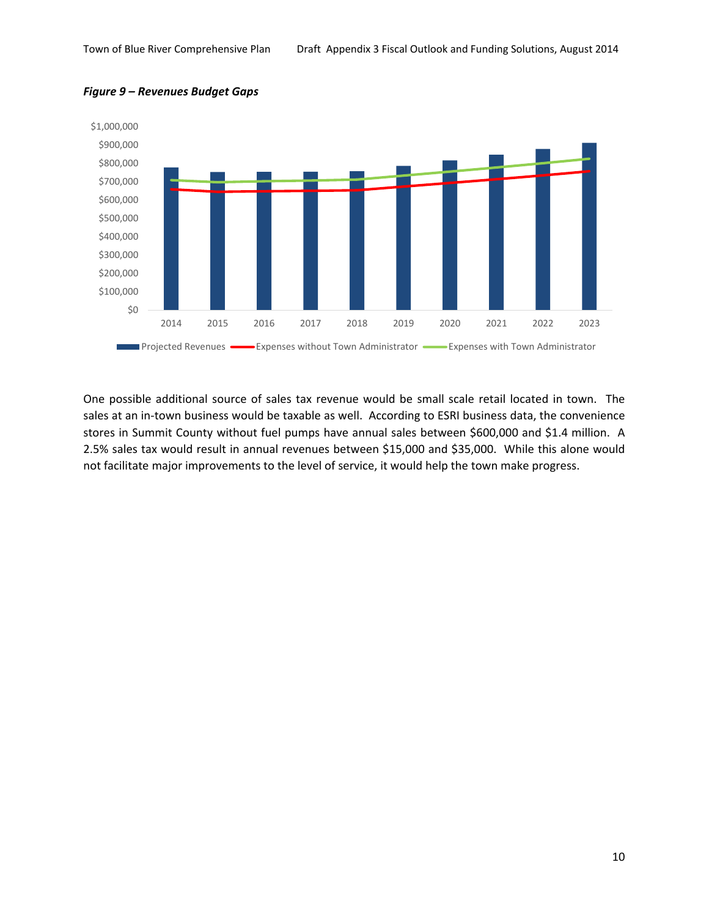***Figure 9 – Revenues Budget Gaps***

One possible additional source of sales tax revenue would be small scale retail located in town. The sales at an in-town business would be taxable as well. According to ESRI business data, the convenience stores in Summit County without fuel pumps have annual sales between $600,000 and $1.4 million. A 2.5% sales tax would result in annual revenues between $15,000 and $35,000. While this alone would not facilitate major improvements to the level of service, it would help the town make progress.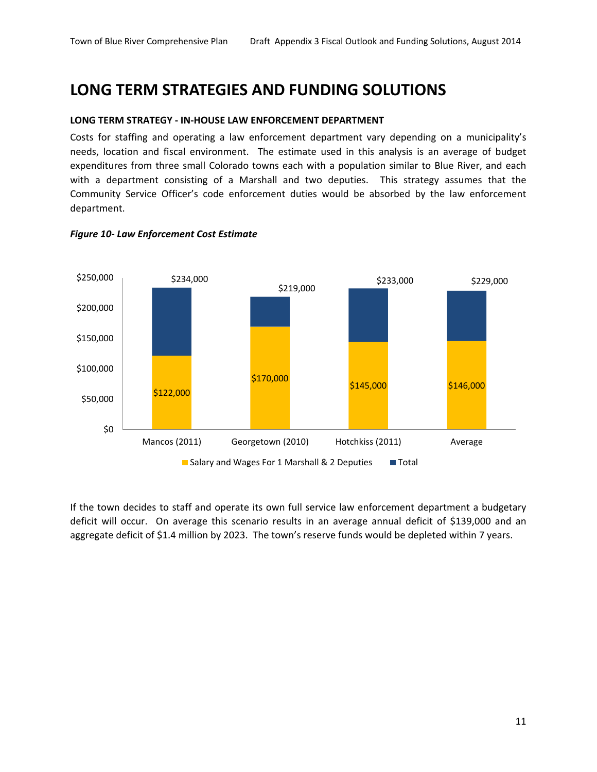# LONG TERM STRATEGIES AND FUNDING SOLUTIONS

**LONG TERM STRATEGY - IN-HOUSE LAW ENFORCEMENT DEPARTMENT**

Costs for staffing and operating a law enforcement department vary depending on a municipality's needs, location and fiscal environment. The estimate used in this analysis is an average of budget expenditures from three small Colorado towns each with a population similar to Blue River, and each with a department consisting of a Marshall and two deputies. This strategy assumes that the Community Service Officer's code enforcement duties would be absorbed by the law enforcement department.

***Figure 10- Law Enforcement Cost Estimate***

| | Salary and Wages For 1 Marshall & 2 Deputies | Total |
|---|---|---|
| Mancos (2011) | $122,000 | $234,000 |
| Georgetown (2010) | $170,000 | $219,000 |
| Hotchkiss (2011) | $145,000 | $233,000 |
| Average | $146,000 | $229,000 |

If the town decides to staff and operate its own full service law enforcement department a budgetary deficit will occur. On average this scenario results in an average annual deficit of $139,000 and an aggregate deficit of $1.4 million by 2023. The town's reserve funds would be depleted within 7 years.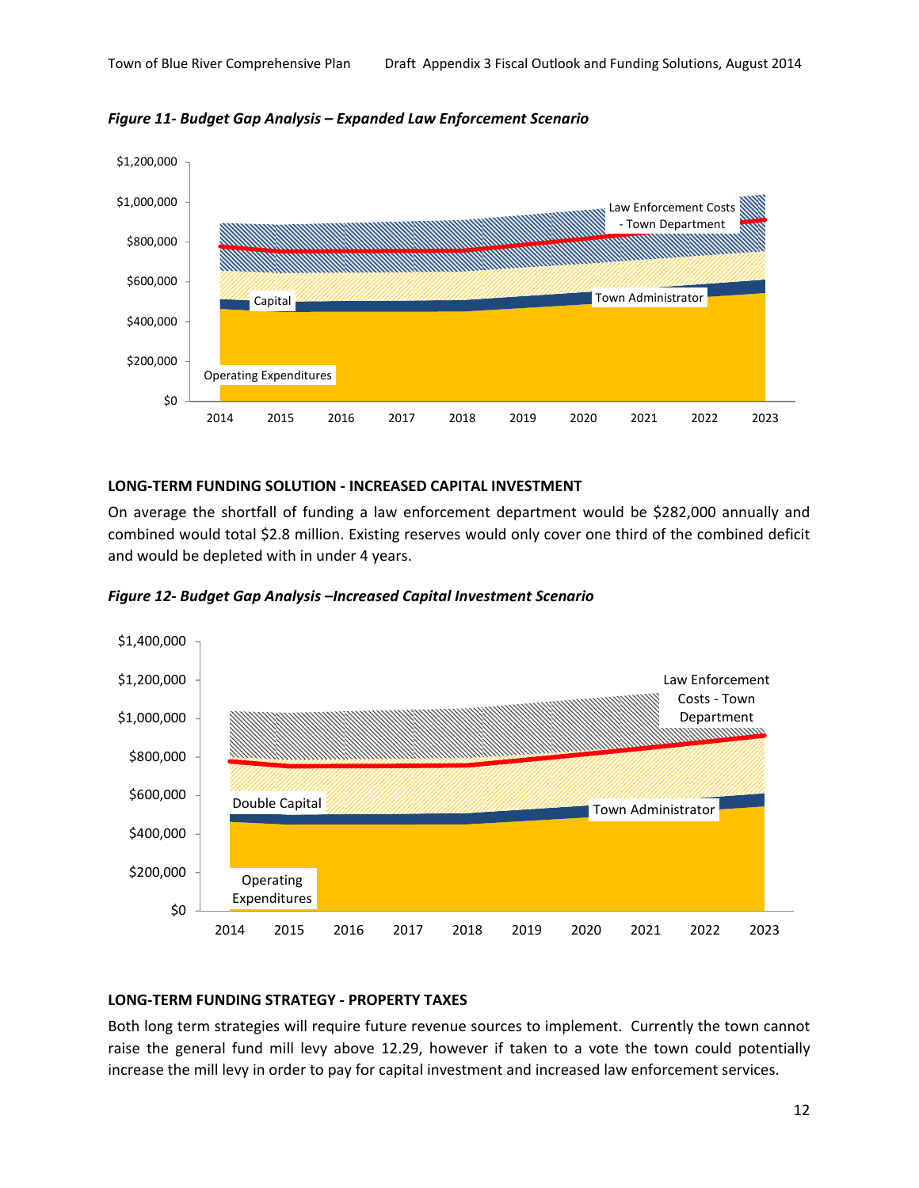*Figure 11- Budget Gap Analysis – Expanded Law Enforcement Scenario*

**LONG-TERM FUNDING SOLUTION - INCREASED CAPITAL INVESTMENT**

On average the shortfall of funding a law enforcement department would be $282,000 annually and combined would total $2.8 million. Existing reserves would only cover one third of the combined deficit and would be depleted with in under 4 years.

*Figure 12- Budget Gap Analysis –Increased Capital Investment Scenario*

**LONG-TERM FUNDING STRATEGY - PROPERTY TAXES**

Both long term strategies will require future revenue sources to implement. Currently the town cannot raise the general fund mill levy above 12.29, however if taken to a vote the town could potentially increase the mill levy in order to pay for capital investment and increased law enforcement services.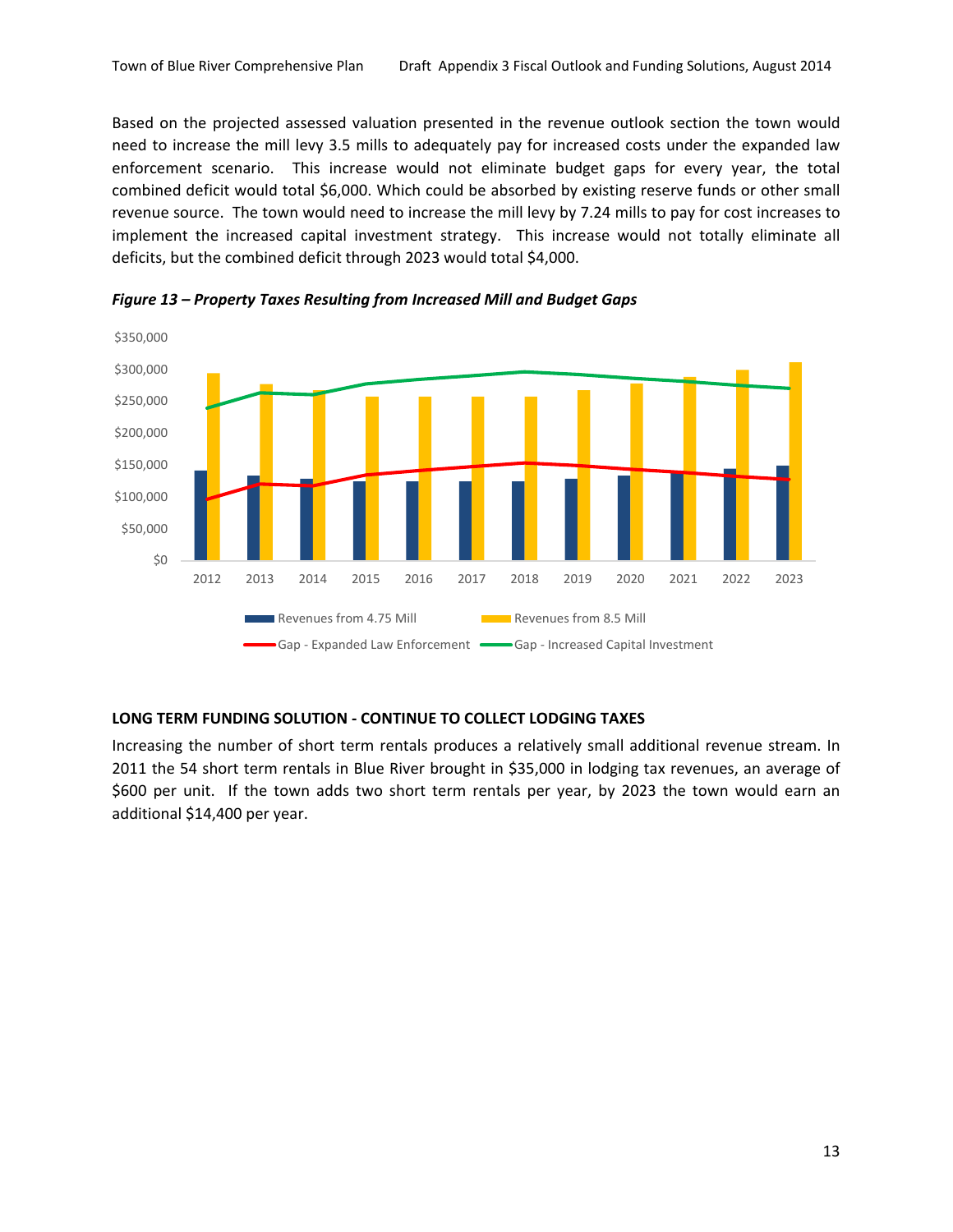Based on the projected assessed valuation presented in the revenue outlook section the town would need to increase the mill levy 3.5 mills to adequately pay for increased costs under the expanded law enforcement scenario. This increase would not eliminate budget gaps for every year, the total combined deficit would total $6,000. Which could be absorbed by existing reserve funds or other small revenue source. The town would need to increase the mill levy by 7.24 mills to pay for cost increases to implement the increased capital investment strategy. This increase would not totally eliminate all deficits, but the combined deficit through 2023 would total $4,000.

***Figure 13 – Property Taxes Resulting from Increased Mill and Budget Gaps***

## LONG TERM FUNDING SOLUTION - CONTINUE TO COLLECT LODGING TAXES

Increasing the number of short term rentals produces a relatively small additional revenue stream. In 2011 the 54 short term rentals in Blue River brought in $35,000 in lodging tax revenues, an average of $600 per unit. If the town adds two short term rentals per year, by 2023 the town would earn an additional $14,400 per year.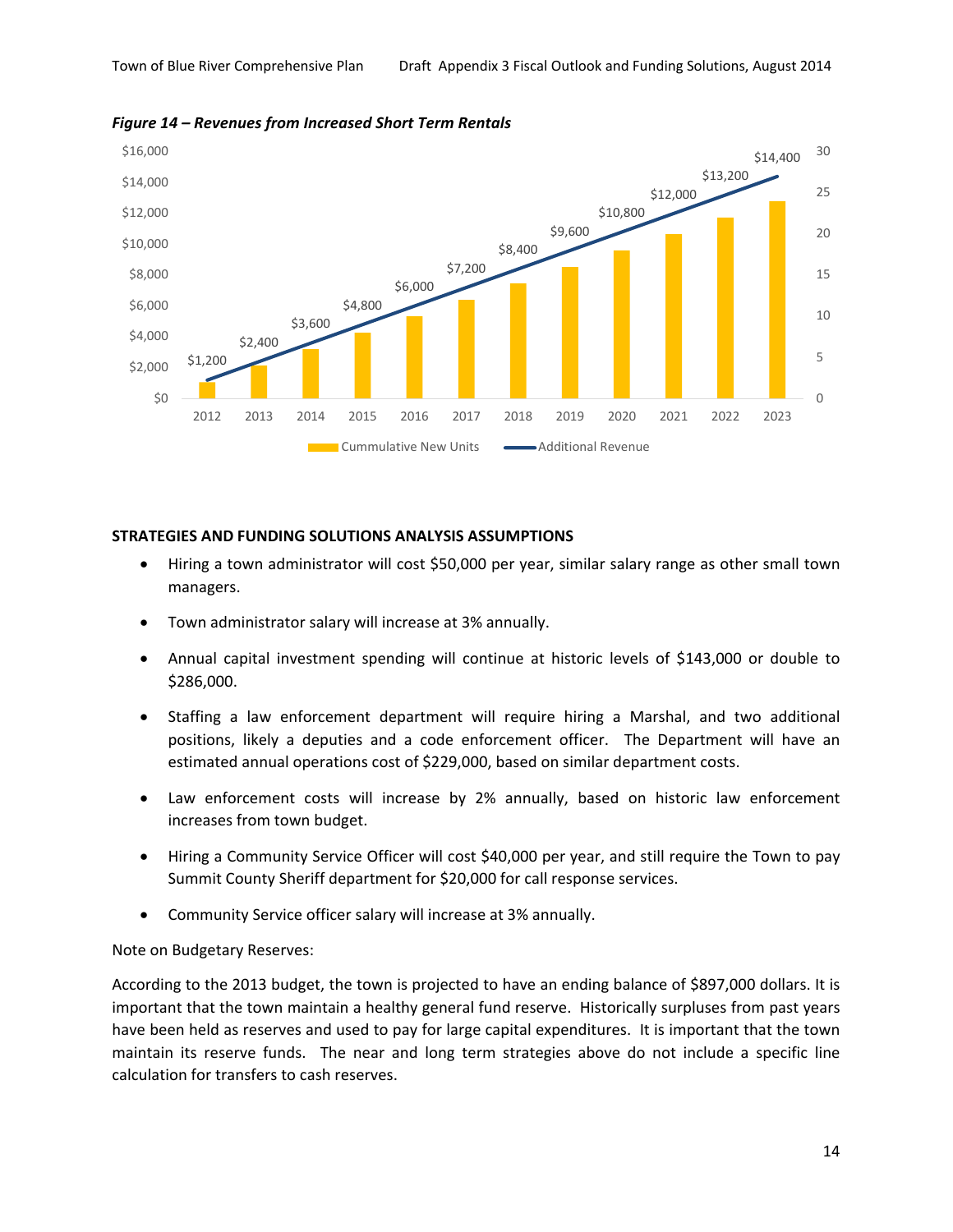*Figure 14 – Revenues from Increased Short Term Rentals*

$16,000
$14,000
$12,000
$10,000
$8,000
$6,000
$4,000
$2,000
$0

30
25
20
15
10
5
0

$1,200 $2,400 $3,600 $4,800 $6,000 $7,200 $8,400 $9,600 $10,800 $12,000 $13,200 $14,400

2012 2013 2014 2015 2016 2017 2018 2019 2020 2021 2022 2023

Cummulative New Units    Additional Revenue

**STRATEGIES AND FUNDING SOLUTIONS ANALYSIS ASSUMPTIONS**

- Hiring a town administrator will cost $50,000 per year, similar salary range as other small town managers.
- Town administrator salary will increase at 3% annually.
- Annual capital investment spending will continue at historic levels of $143,000 or double to $286,000.
- Staffing a law enforcement department will require hiring a Marshal, and two additional positions, likely a deputies and a code enforcement officer. The Department will have an estimated annual operations cost of $229,000, based on similar department costs.
- Law enforcement costs will increase by 2% annually, based on historic law enforcement increases from town budget.
- Hiring a Community Service Officer will cost $40,000 per year, and still require the Town to pay Summit County Sheriff department for $20,000 for call response services.
- Community Service officer salary will increase at 3% annually.

Note on Budgetary Reserves:

According to the 2013 budget, the town is projected to have an ending balance of $897,000 dollars. It is important that the town maintain a healthy general fund reserve. Historically surpluses from past years have been held as reserves and used to pay for large capital expenditures. It is important that the town maintain its reserve funds. The near and long term strategies above do not include a specific line calculation for transfers to cash reserves.